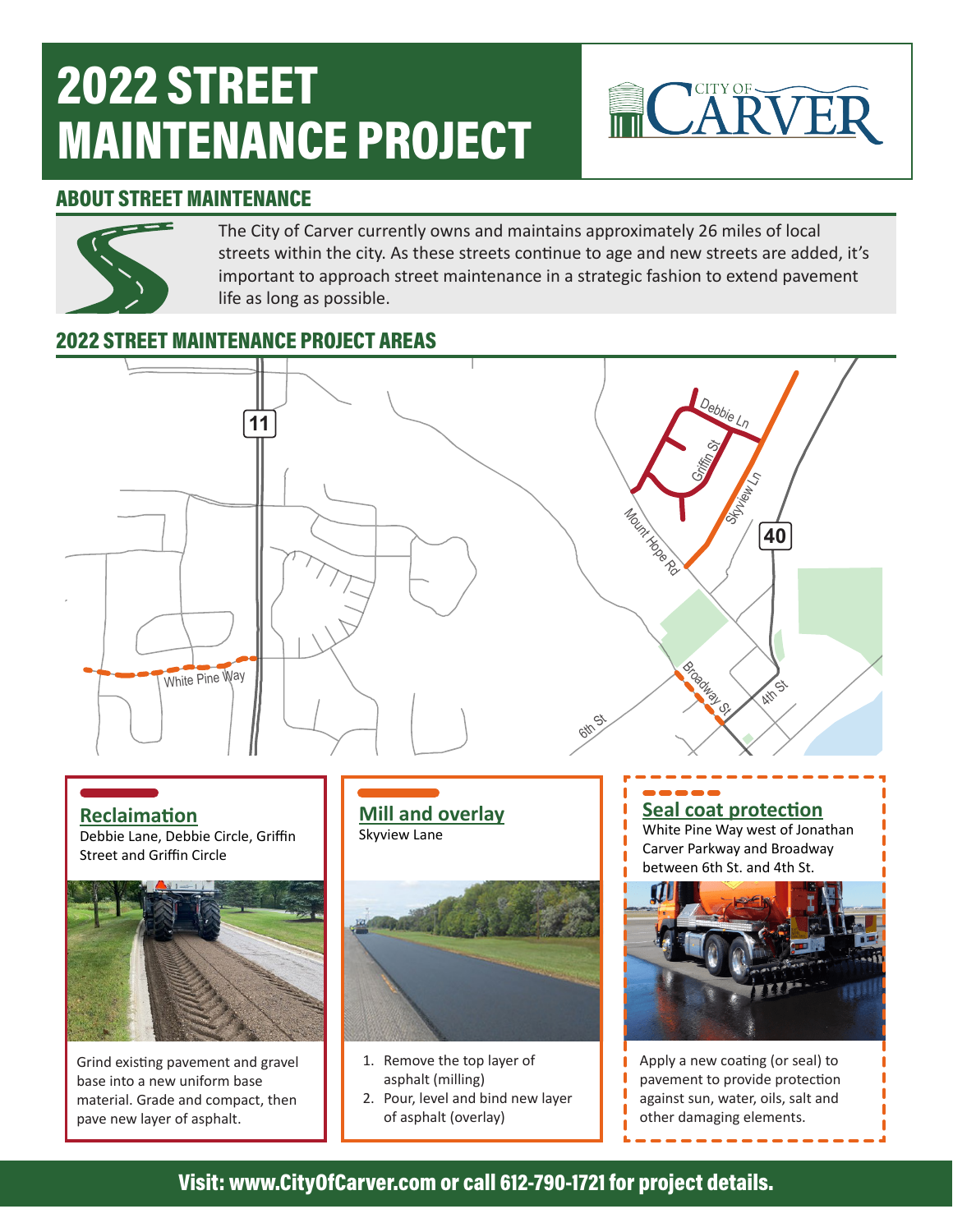# 2022 STREET MAINTENANCE PROJECT

CITY OF CARVER

## ABOUT STREET MAINTENANCE

The City of Carver currently owns and maintains approximately 26 miles of local streets within the city. As these streets continue to age and new streets are added, it's important to approach street maintenance in a strategic fashion to extend pavement life as long as possible.

## 2022 STREET MAINTENANCE PROJECT AREAS

11

40

Debbie Ln

Griffin St

Skyview Ln

Mount Hope Rd

White Pine Way

Broadway St

4th St

6th St

### Reclaimation

Debbie Lane, Debbie Circle, Griffin Street and Griffin Circle

Grind existing pavement and gravel base into a new uniform base material. Grade and compact, then pave new layer of asphalt.

### Mill and overlay

Skyview Lane

1. Remove the top layer of asphalt (milling)
2. Pour, level and bind new layer of asphalt (overlay)

### Seal coat protection

White Pine Way west of Jonathan Carver Parkway and Broadway between 6th St. and 4th St.

Apply a new coating (or seal) to pavement to provide protection against sun, water, oils, salt and other damaging elements.

**Visit: www.CityOfCarver.com or call 612-790-1721 for project details.**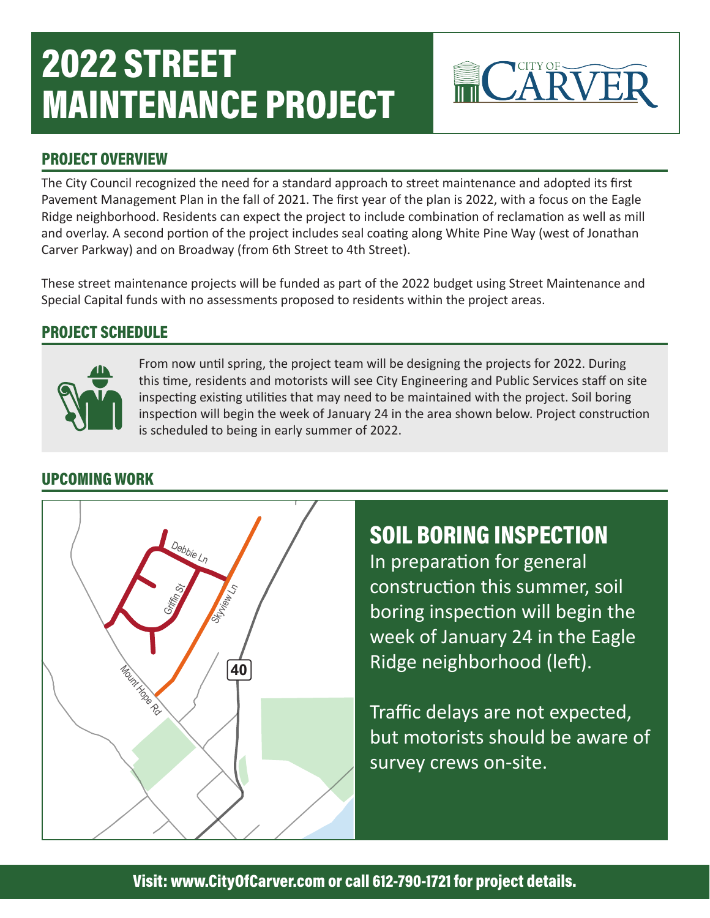# 2022 STREET MAINTENANCE PROJECT

CITY OF CARVER

## PROJECT OVERVIEW

The City Council recognized the need for a standard approach to street maintenance and adopted its first Pavement Management Plan in the fall of 2021. The first year of the plan is 2022, with a focus on the Eagle Ridge neighborhood. Residents can expect the project to include combination of reclamation as well as mill and overlay. A second portion of the project includes seal coating along White Pine Way (west of Jonathan Carver Parkway) and on Broadway (from 6th Street to 4th Street).

These street maintenance projects will be funded as part of the 2022 budget using Street Maintenance and Special Capital funds with no assessments proposed to residents within the project areas.

## PROJECT SCHEDULE

From now until spring, the project team will be designing the projects for 2022. During this time, residents and motorists will see City Engineering and Public Services staff on site inspecting existing utilities that may need to be maintained with the project. Soil boring inspection will begin the week of January 24 in the area shown below. Project construction is scheduled to being in early summer of 2022.

## UPCOMING WORK

Debbie Ln
Griffin St
Skyview Ln
Mount Hope Rd
40

### SOIL BORING INSPECTION

In preparation for general construction this summer, soil boring inspection will begin the week of January 24 in the Eagle Ridge neighborhood (left).

Traffic delays are not expected, but motorists should be aware of survey crews on-site.

**Visit: www.CityOfCarver.com or call 612-790-1721 for project details.**